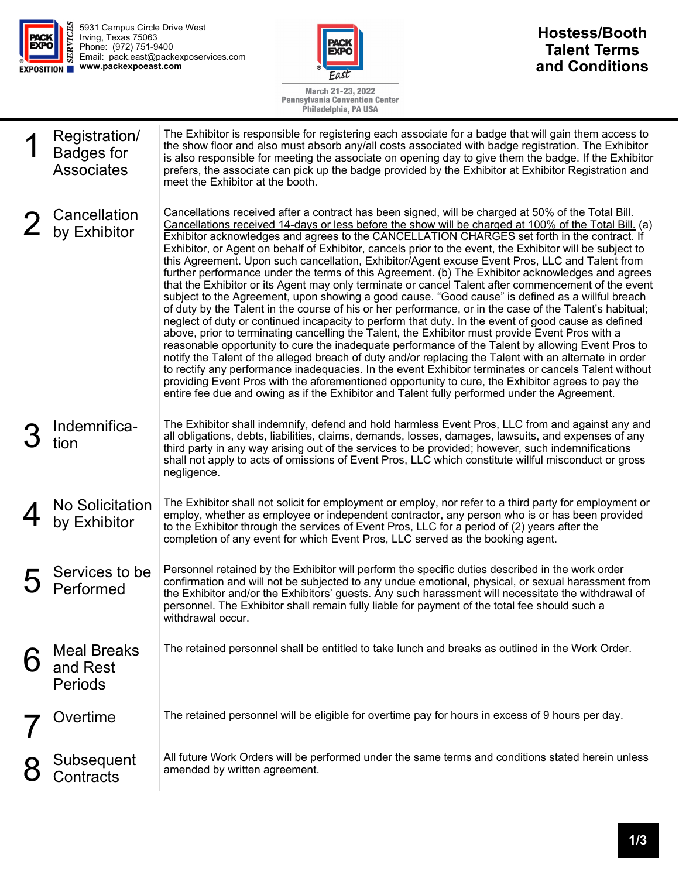5931 Campus Circle Drive West
Irving, Texas 75063
Phone: (972) 751-9400
Email: pack.east@packexposervices.com
**www.packexpoeast.com**

March 21-23, 2022
Pennsylvania Convention Center
Philadelphia, PA USA

# Hostess/Booth Talent Terms and Conditions

## 1 Registration/ Badges for Associates

The Exhibitor is responsible for registering each associate for a badge that will gain them access to the show floor and also must absorb any/all costs associated with badge registration. The Exhibitor is also responsible for meeting the associate on opening day to give them the badge. If the Exhibitor prefers, the associate can pick up the badge provided by the Exhibitor at Exhibitor Registration and meet the Exhibitor at the booth.

## 2 Cancellation by Exhibitor

<u>Cancellations received after a contract has been signed, will be charged at 50% of the Total Bill. Cancellations received 14-days or less before the show will be charged at 100% of the Total Bill.</u> (a) Exhibitor acknowledges and agrees to the CANCELLATION CHARGES set forth in the contract. If Exhibitor, or Agent on behalf of Exhibitor, cancels prior to the event, the Exhibitor will be subject to this Agreement. Upon such cancellation, Exhibitor/Agent excuse Event Pros, LLC and Talent from further performance under the terms of this Agreement. (b) The Exhibitor acknowledges and agrees that the Exhibitor or its Agent may only terminate or cancel Talent after commencement of the event subject to the Agreement, upon showing a good cause. "Good cause" is defined as a willful breach of duty by the Talent in the course of his or her performance, or in the case of the Talent's habitual; neglect of duty or continued incapacity to perform that duty. In the event of good cause as defined above, prior to terminating cancelling the Talent, the Exhibitor must provide Event Pros with a reasonable opportunity to cure the inadequate performance of the Talent by allowing Event Pros to notify the Talent of the alleged breach of duty and/or replacing the Talent with an alternate in order to rectify any performance inadequacies. In the event Exhibitor terminates or cancels Talent without providing Event Pros with the aforementioned opportunity to cure, the Exhibitor agrees to pay the entire fee due and owing as if the Exhibitor and Talent fully performed under the Agreement.

## 3 Indemnification

The Exhibitor shall indemnify, defend and hold harmless Event Pros, LLC from and against any and all obligations, debts, liabilities, claims, demands, losses, damages, lawsuits, and expenses of any third party in any way arising out of the services to be provided; however, such indemnifications shall not apply to acts of omissions of Event Pros, LLC which constitute willful misconduct or gross negligence.

## 4 No Solicitation by Exhibitor

The Exhibitor shall not solicit for employment or employ, nor refer to a third party for employment or employ, whether as employee or independent contractor, any person who is or has been provided to the Exhibitor through the services of Event Pros, LLC for a period of (2) years after the completion of any event for which Event Pros, LLC served as the booking agent.

## 5 Services to be Performed

Personnel retained by the Exhibitor will perform the specific duties described in the work order confirmation and will not be subjected to any undue emotional, physical, or sexual harassment from the Exhibitor and/or the Exhibitors' guests. Any such harassment will necessitate the withdrawal of personnel. The Exhibitor shall remain fully liable for payment of the total fee should such a withdrawal occur.

## 6 Meal Breaks and Rest Periods

The retained personnel shall be entitled to take lunch and breaks as outlined in the Work Order.

## 7 Overtime

The retained personnel will be eligible for overtime pay for hours in excess of 9 hours per day.

## 8 Subsequent Contracts

All future Work Orders will be performed under the same terms and conditions stated herein unless amended by written agreement.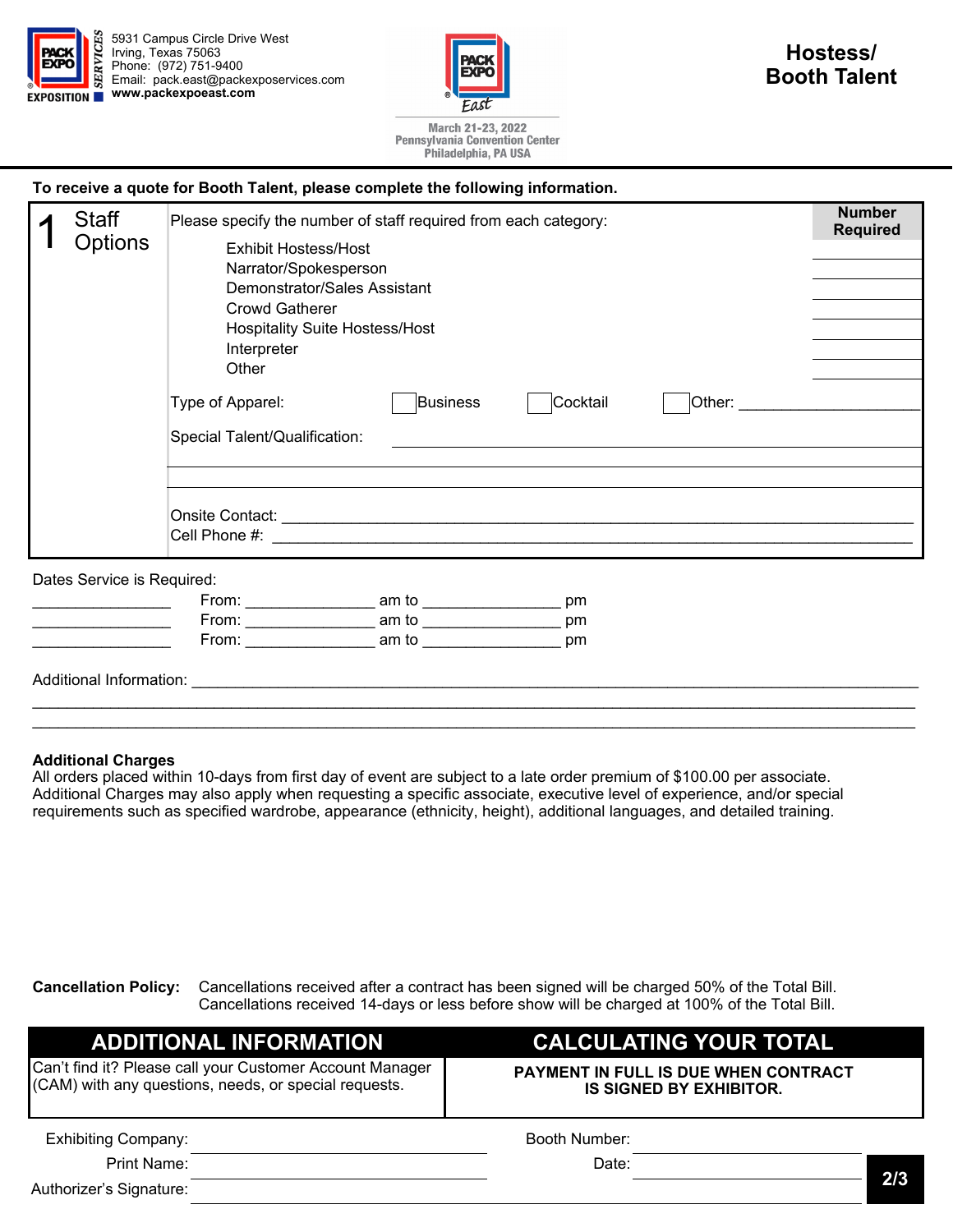5931 Campus Circle Drive West
Irving, Texas 75063
Phone: (972) 751-9400
Email: pack.east@packexposervices.com
www.packexpoeast.com

March 21-23, 2022
Pennsylvania Convention Center
Philadelphia, PA USA

# Hostess/ Booth Talent

**To receive a quote for Booth Talent, please complete the following information.**

## 1 Staff Options

Please specify the number of staff required from each category:

| Category | Number Required |
|---|---|
| Exhibit Hostess/Host | ______ |
| Narrator/Spokesperson | ______ |
| Demonstrator/Sales Assistant | ______ |
| Crowd Gatherer | ______ |
| Hospitality Suite Hostess/Host | ______ |
| Interpreter | ______ |
| Other | ______ |

Type of Apparel: ☐ Business ☐ Cocktail ☐ Other: ____________________

Special Talent/Qualification: ______________________________________________

______________________________________________

______________________________________________

Onsite Contact: ______________________________________________

Cell Phone #: ______________________________________________

Dates Service is Required:

______________ From: ______________ am to ______________ pm
______________ From: ______________ am to ______________ pm
______________ From: ______________ am to ______________ pm

Additional Information: ______________________________________________

______________________________________________

______________________________________________

**Additional Charges**

All orders placed within 10-days from first day of event are subject to a late order premium of $100.00 per associate. Additional Charges may also apply when requesting a specific associate, executive level of experience, and/or special requirements such as specified wardrobe, appearance (ethnicity, height), additional languages, and detailed training.

**Cancellation Policy:** Cancellations received after a contract has been signed will be charged 50% of the Total Bill. Cancellations received 14-days or less before show will be charged at 100% of the Total Bill.

| ADDITIONAL INFORMATION | CALCULATING YOUR TOTAL |
|---|---|
| Can't find it? Please call your Customer Account Manager (CAM) with any questions, needs, or special requests. | **PAYMENT IN FULL IS DUE WHEN CONTRACT IS SIGNED BY EXHIBITOR.** |

Exhibiting Company: ______________________ Booth Number: ______________________

Print Name: ______________________ Date: ______________________

Authorizer's Signature: ______________________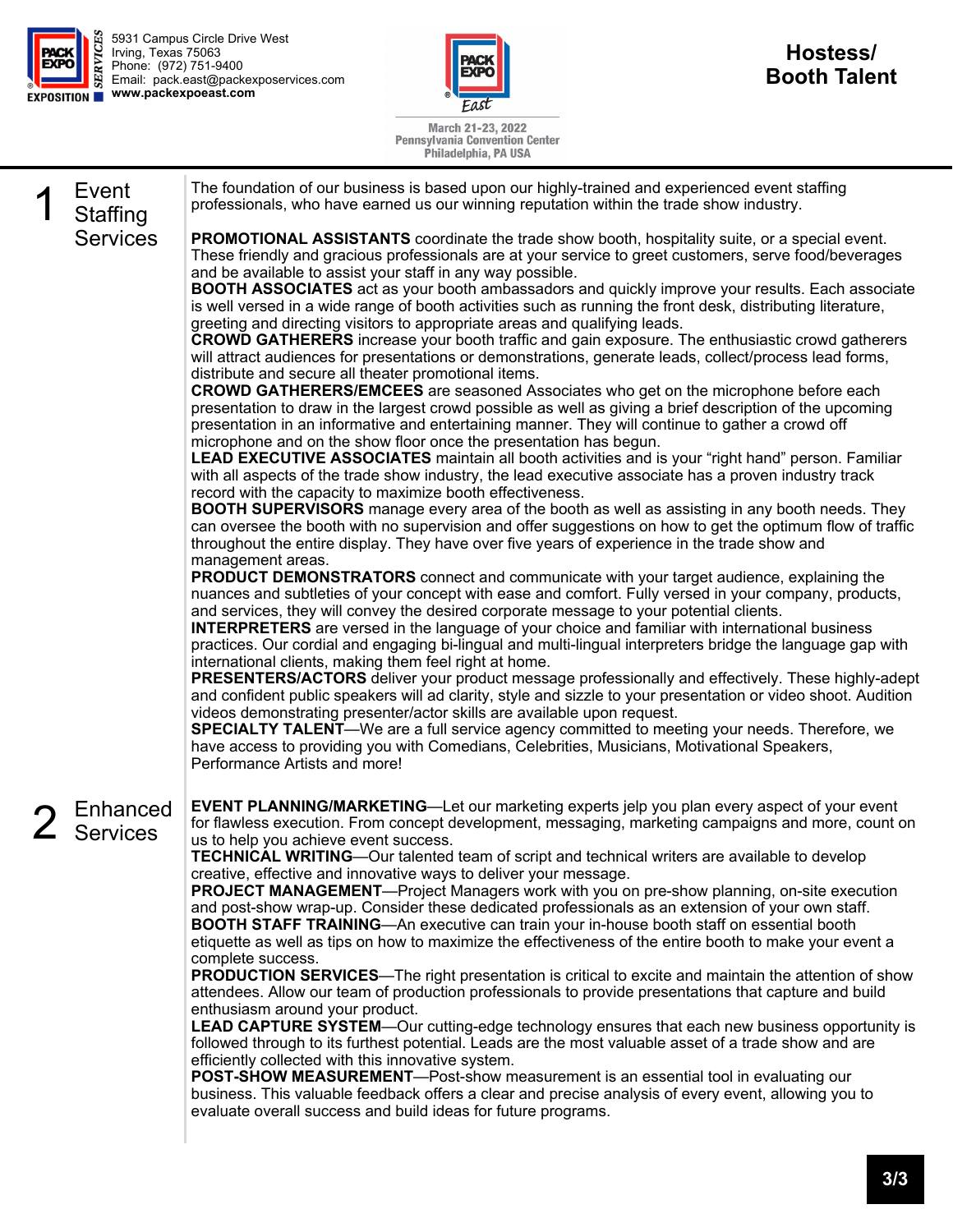5931 Campus Circle Drive West
Irving, Texas 75063
Phone: (972) 751-9400
Email: pack.east@packexposervices.com
**www.packexpoeast.com**

March 21-23, 2022
Pennsylvania Convention Center
Philadelphia, PA USA

# Hostess/ Booth Talent

## 1 Event Staffing Services

The foundation of our business is based upon our highly-trained and experienced event staffing professionals, who have earned us our winning reputation within the trade show industry.

**PROMOTIONAL ASSISTANTS** coordinate the trade show booth, hospitality suite, or a special event. These friendly and gracious professionals are at your service to greet customers, serve food/beverages and be available to assist your staff in any way possible.
**BOOTH ASSOCIATES** act as your booth ambassadors and quickly improve your results. Each associate is well versed in a wide range of booth activities such as running the front desk, distributing literature, greeting and directing visitors to appropriate areas and qualifying leads.
**CROWD GATHERERS** increase your booth traffic and gain exposure. The enthusiastic crowd gatherers will attract audiences for presentations or demonstrations, generate leads, collect/process lead forms, distribute and secure all theater promotional items.
**CROWD GATHERERS/EMCEES** are seasoned Associates who get on the microphone before each presentation to draw in the largest crowd possible as well as giving a brief description of the upcoming presentation in an informative and entertaining manner. They will continue to gather a crowd off microphone and on the show floor once the presentation has begun.
**LEAD EXECUTIVE ASSOCIATES** maintain all booth activities and is your "right hand" person. Familiar with all aspects of the trade show industry, the lead executive associate has a proven industry track record with the capacity to maximize booth effectiveness.
**BOOTH SUPERVISORS** manage every area of the booth as well as assisting in any booth needs. They can oversee the booth with no supervision and offer suggestions on how to get the optimum flow of traffic throughout the entire display. They have over five years of experience in the trade show and management areas.
**PRODUCT DEMONSTRATORS** connect and communicate with your target audience, explaining the nuances and subtleties of your concept with ease and comfort. Fully versed in your company, products, and services, they will convey the desired corporate message to your potential clients.
**INTERPRETERS** are versed in the language of your choice and familiar with international business practices. Our cordial and engaging bi-lingual and multi-lingual interpreters bridge the language gap with international clients, making them feel right at home.
**PRESENTERS/ACTORS** deliver your product message professionally and effectively. These highly-adept and confident public speakers will ad clarity, style and sizzle to your presentation or video shoot. Audition videos demonstrating presenter/actor skills are available upon request.
**SPECIALTY TALENT**—We are a full service agency committed to meeting your needs. Therefore, we have access to providing you with Comedians, Celebrities, Musicians, Motivational Speakers, Performance Artists and more!

## 2 Enhanced Services

**EVENT PLANNING/MARKETING**—Let our marketing experts jelp you plan every aspect of your event for flawless execution. From concept development, messaging, marketing campaigns and more, count on us to help you achieve event success.
**TECHNICAL WRITING**—Our talented team of script and technical writers are available to develop creative, effective and innovative ways to deliver your message.
**PROJECT MANAGEMENT**—Project Managers work with you on pre-show planning, on-site execution and post-show wrap-up. Consider these dedicated professionals as an extension of your own staff.
**BOOTH STAFF TRAINING**—An executive can train your in-house booth staff on essential booth etiquette as well as tips on how to maximize the effectiveness of the entire booth to make your event a complete success.
**PRODUCTION SERVICES**—The right presentation is critical to excite and maintain the attention of show attendees. Allow our team of production professionals to provide presentations that capture and build enthusiasm around your product.
**LEAD CAPTURE SYSTEM**—Our cutting-edge technology ensures that each new business opportunity is followed through to its furthest potential. Leads are the most valuable asset of a trade show and are efficiently collected with this innovative system.
**POST-SHOW MEASUREMENT**—Post-show measurement is an essential tool in evaluating our business. This valuable feedback offers a clear and precise analysis of every event, allowing you to evaluate overall success and build ideas for future programs.